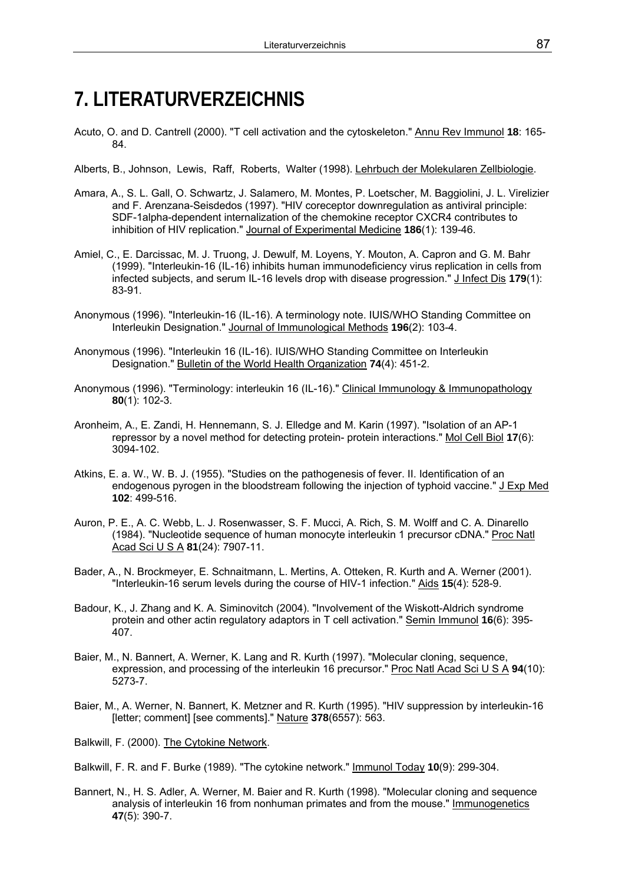# 7. LITERATURVERZEICHNIS

Acuto, O. and D. Cantrell (2000). "T cell activation and the cytoskeleton." Annu Rev Immunol **18**: 165-84.

Alberts, B., Johnson, Lewis, Raff, Roberts, Walter (1998). Lehrbuch der Molekularen Zellbiologie.

Amara, A., S. L. Gall, O. Schwartz, J. Salamero, M. Montes, P. Loetscher, M. Baggiolini, J. L. Virelizier and F. Arenzana-Seisdedos (1997). "HIV coreceptor downregulation as antiviral principle: SDF-1alpha-dependent internalization of the chemokine receptor CXCR4 contributes to inhibition of HIV replication." Journal of Experimental Medicine **186**(1): 139-46.

Amiel, C., E. Darcissac, M. J. Truong, J. Dewulf, M. Loyens, Y. Mouton, A. Capron and G. M. Bahr (1999). "Interleukin-16 (IL-16) inhibits human immunodeficiency virus replication in cells from infected subjects, and serum IL-16 levels drop with disease progression." J Infect Dis **179**(1): 83-91.

Anonymous (1996). "Interleukin-16 (IL-16). A terminology note. IUIS/WHO Standing Committee on Interleukin Designation." Journal of Immunological Methods **196**(2): 103-4.

Anonymous (1996). "Interleukin 16 (IL-16). IUIS/WHO Standing Committee on Interleukin Designation." Bulletin of the World Health Organization **74**(4): 451-2.

Anonymous (1996). "Terminology: interleukin 16 (IL-16)." Clinical Immunology & Immunopathology **80**(1): 102-3.

Aronheim, A., E. Zandi, H. Hennemann, S. J. Elledge and M. Karin (1997). "Isolation of an AP-1 repressor by a novel method for detecting protein- protein interactions." Mol Cell Biol **17**(6): 3094-102.

Atkins, E. a. W., W. B. J. (1955). "Studies on the pathogenesis of fever. II. Identification of an endogenous pyrogen in the bloodstream following the injection of typhoid vaccine." J Exp Med **102**: 499-516.

Auron, P. E., A. C. Webb, L. J. Rosenwasser, S. F. Mucci, A. Rich, S. M. Wolff and C. A. Dinarello (1984). "Nucleotide sequence of human monocyte interleukin 1 precursor cDNA." Proc Natl Acad Sci U S A **81**(24): 7907-11.

Bader, A., N. Brockmeyer, E. Schnaitmann, L. Mertins, A. Otteken, R. Kurth and A. Werner (2001). "Interleukin-16 serum levels during the course of HIV-1 infection." Aids **15**(4): 528-9.

Badour, K., J. Zhang and K. A. Siminovitch (2004). "Involvement of the Wiskott-Aldrich syndrome protein and other actin regulatory adaptors in T cell activation." Semin Immunol **16**(6): 395-407.

Baier, M., N. Bannert, A. Werner, K. Lang and R. Kurth (1997). "Molecular cloning, sequence, expression, and processing of the interleukin 16 precursor." Proc Natl Acad Sci U S A **94**(10): 5273-7.

Baier, M., A. Werner, N. Bannert, K. Metzner and R. Kurth (1995). "HIV suppression by interleukin-16 [letter; comment] [see comments]." Nature **378**(6557): 563.

Balkwill, F. (2000). The Cytokine Network.

Balkwill, F. R. and F. Burke (1989). "The cytokine network." Immunol Today **10**(9): 299-304.

Bannert, N., H. S. Adler, A. Werner, M. Baier and R. Kurth (1998). "Molecular cloning and sequence analysis of interleukin 16 from nonhuman primates and from the mouse." Immunogenetics **47**(5): 390-7.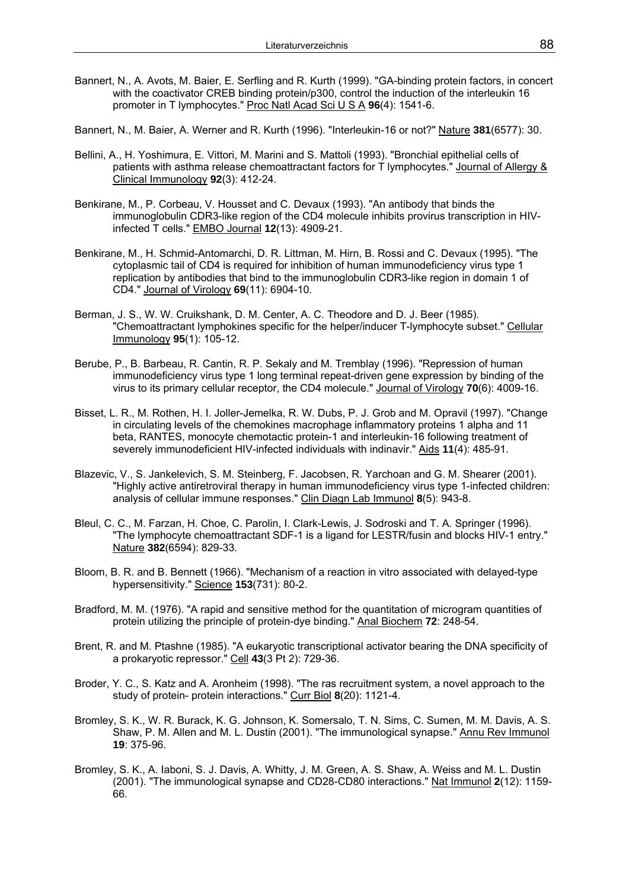Bannert, N., A. Avots, M. Baier, E. Serfling and R. Kurth (1999). "GA-binding protein factors, in concert with the coactivator CREB binding protein/p300, control the induction of the interleukin 16 promoter in T lymphocytes." Proc Natl Acad Sci U S A **96**(4): 1541-6.

Bannert, N., M. Baier, A. Werner and R. Kurth (1996). "Interleukin-16 or not?" Nature **381**(6577): 30.

Bellini, A., H. Yoshimura, E. Vittori, M. Marini and S. Mattoli (1993). "Bronchial epithelial cells of patients with asthma release chemoattractant factors for T lymphocytes." Journal of Allergy & Clinical Immunology **92**(3): 412-24.

Benkirane, M., P. Corbeau, V. Housset and C. Devaux (1993). "An antibody that binds the immunoglobulin CDR3-like region of the CD4 molecule inhibits provirus transcription in HIV-infected T cells." EMBO Journal **12**(13): 4909-21.

Benkirane, M., H. Schmid-Antomarchi, D. R. Littman, M. Hirn, B. Rossi and C. Devaux (1995). "The cytoplasmic tail of CD4 is required for inhibition of human immunodeficiency virus type 1 replication by antibodies that bind to the immunoglobulin CDR3-like region in domain 1 of CD4." Journal of Virology **69**(11): 6904-10.

Berman, J. S., W. W. Cruikshank, D. M. Center, A. C. Theodore and D. J. Beer (1985). "Chemoattractant lymphokines specific for the helper/inducer T-lymphocyte subset." Cellular Immunology **95**(1): 105-12.

Berube, P., B. Barbeau, R. Cantin, R. P. Sekaly and M. Tremblay (1996). "Repression of human immunodeficiency virus type 1 long terminal repeat-driven gene expression by binding of the virus to its primary cellular receptor, the CD4 molecule." Journal of Virology **70**(6): 4009-16.

Bisset, L. R., M. Rothen, H. I. Joller-Jemelka, R. W. Dubs, P. J. Grob and M. Opravil (1997). "Change in circulating levels of the chemokines macrophage inflammatory proteins 1 alpha and 11 beta, RANTES, monocyte chemotactic protein-1 and interleukin-16 following treatment of severely immunodeficient HIV-infected individuals with indinavir." Aids **11**(4): 485-91.

Blazevic, V., S. Jankelevich, S. M. Steinberg, F. Jacobsen, R. Yarchoan and G. M. Shearer (2001). "Highly active antiretroviral therapy in human immunodeficiency virus type 1-infected children: analysis of cellular immune responses." Clin Diagn Lab Immunol **8**(5): 943-8.

Bleul, C. C., M. Farzan, H. Choe, C. Parolin, I. Clark-Lewis, J. Sodroski and T. A. Springer (1996). "The lymphocyte chemoattractant SDF-1 is a ligand for LESTR/fusin and blocks HIV-1 entry." Nature **382**(6594): 829-33.

Bloom, B. R. and B. Bennett (1966). "Mechanism of a reaction in vitro associated with delayed-type hypersensitivity." Science **153**(731): 80-2.

Bradford, M. M. (1976). "A rapid and sensitive method for the quantitation of microgram quantities of protein utilizing the principle of protein-dye binding." Anal Biochem **72**: 248-54.

Brent, R. and M. Ptashne (1985). "A eukaryotic transcriptional activator bearing the DNA specificity of a prokaryotic repressor." Cell **43**(3 Pt 2): 729-36.

Broder, Y. C., S. Katz and A. Aronheim (1998). "The ras recruitment system, a novel approach to the study of protein- protein interactions." Curr Biol **8**(20): 1121-4.

Bromley, S. K., W. R. Burack, K. G. Johnson, K. Somersalo, T. N. Sims, C. Sumen, M. M. Davis, A. S. Shaw, P. M. Allen and M. L. Dustin (2001). "The immunological synapse." Annu Rev Immunol **19**: 375-96.

Bromley, S. K., A. Iaboni, S. J. Davis, A. Whitty, J. M. Green, A. S. Shaw, A. Weiss and M. L. Dustin (2001). "The immunological synapse and CD28-CD80 interactions." Nat Immunol **2**(12): 1159-66.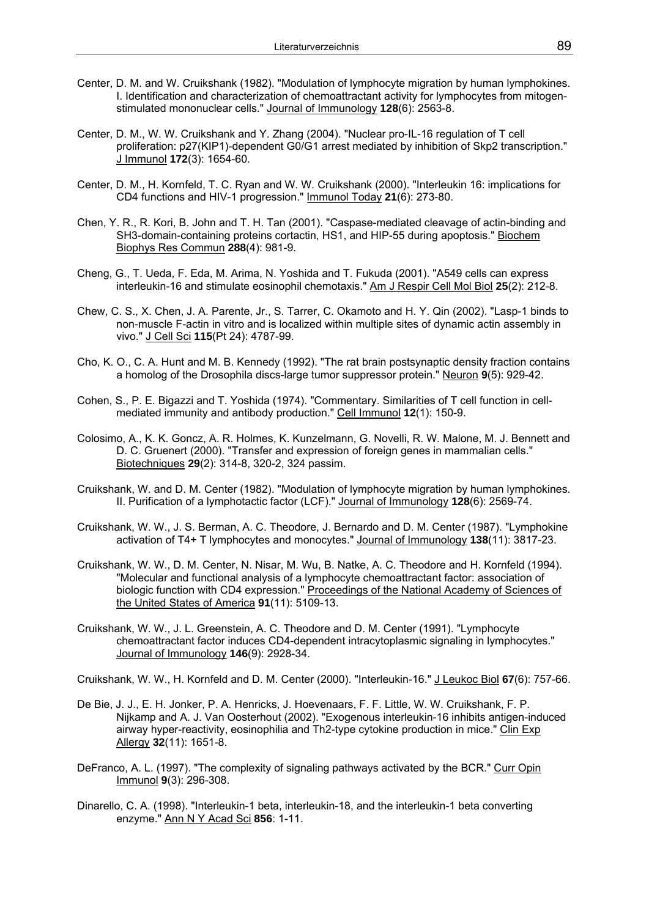Center, D. M. and W. Cruikshank (1982). "Modulation of lymphocyte migration by human lymphokines. I. Identification and characterization of chemoattractant activity for lymphocytes from mitogen-stimulated mononuclear cells." Journal of Immunology **128**(6): 2563-8.

Center, D. M., W. W. Cruikshank and Y. Zhang (2004). "Nuclear pro-IL-16 regulation of T cell proliferation: p27(KIP1)-dependent G0/G1 arrest mediated by inhibition of Skp2 transcription." J Immunol **172**(3): 1654-60.

Center, D. M., H. Kornfeld, T. C. Ryan and W. W. Cruikshank (2000). "Interleukin 16: implications for CD4 functions and HIV-1 progression." Immunol Today **21**(6): 273-80.

Chen, Y. R., R. Kori, B. John and T. H. Tan (2001). "Caspase-mediated cleavage of actin-binding and SH3-domain-containing proteins cortactin, HS1, and HIP-55 during apoptosis." Biochem Biophys Res Commun **288**(4): 981-9.

Cheng, G., T. Ueda, F. Eda, M. Arima, N. Yoshida and T. Fukuda (2001). "A549 cells can express interleukin-16 and stimulate eosinophil chemotaxis." Am J Respir Cell Mol Biol **25**(2): 212-8.

Chew, C. S., X. Chen, J. A. Parente, Jr., S. Tarrer, C. Okamoto and H. Y. Qin (2002). "Lasp-1 binds to non-muscle F-actin in vitro and is localized within multiple sites of dynamic actin assembly in vivo." J Cell Sci **115**(Pt 24): 4787-99.

Cho, K. O., C. A. Hunt and M. B. Kennedy (1992). "The rat brain postsynaptic density fraction contains a homolog of the Drosophila discs-large tumor suppressor protein." Neuron **9**(5): 929-42.

Cohen, S., P. E. Bigazzi and T. Yoshida (1974). "Commentary. Similarities of T cell function in cell-mediated immunity and antibody production." Cell Immunol **12**(1): 150-9.

Colosimo, A., K. K. Goncz, A. R. Holmes, K. Kunzelmann, G. Novelli, R. W. Malone, M. J. Bennett and D. C. Gruenert (2000). "Transfer and expression of foreign genes in mammalian cells." Biotechniques **29**(2): 314-8, 320-2, 324 passim.

Cruikshank, W. and D. M. Center (1982). "Modulation of lymphocyte migration by human lymphokines. II. Purification of a lymphotactic factor (LCF)." Journal of Immunology **128**(6): 2569-74.

Cruikshank, W. W., J. S. Berman, A. C. Theodore, J. Bernardo and D. M. Center (1987). "Lymphokine activation of T4+ T lymphocytes and monocytes." Journal of Immunology **138**(11): 3817-23.

Cruikshank, W. W., D. M. Center, N. Nisar, M. Wu, B. Natke, A. C. Theodore and H. Kornfeld (1994). "Molecular and functional analysis of a lymphocyte chemoattractant factor: association of biologic function with CD4 expression." Proceedings of the National Academy of Sciences of the United States of America **91**(11): 5109-13.

Cruikshank, W. W., J. L. Greenstein, A. C. Theodore and D. M. Center (1991). "Lymphocyte chemoattractant factor induces CD4-dependent intracytoplasmic signaling in lymphocytes." Journal of Immunology **146**(9): 2928-34.

Cruikshank, W. W., H. Kornfeld and D. M. Center (2000). "Interleukin-16." J Leukoc Biol **67**(6): 757-66.

De Bie, J. J., E. H. Jonker, P. A. Henricks, J. Hoevenaars, F. F. Little, W. W. Cruikshank, F. P. Nijkamp and A. J. Van Oosterhout (2002). "Exogenous interleukin-16 inhibits antigen-induced airway hyper-reactivity, eosinophilia and Th2-type cytokine production in mice." Clin Exp Allergy **32**(11): 1651-8.

DeFranco, A. L. (1997). "The complexity of signaling pathways activated by the BCR." Curr Opin Immunol **9**(3): 296-308.

Dinarello, C. A. (1998). "Interleukin-1 beta, interleukin-18, and the interleukin-1 beta converting enzyme." Ann N Y Acad Sci **856**: 1-11.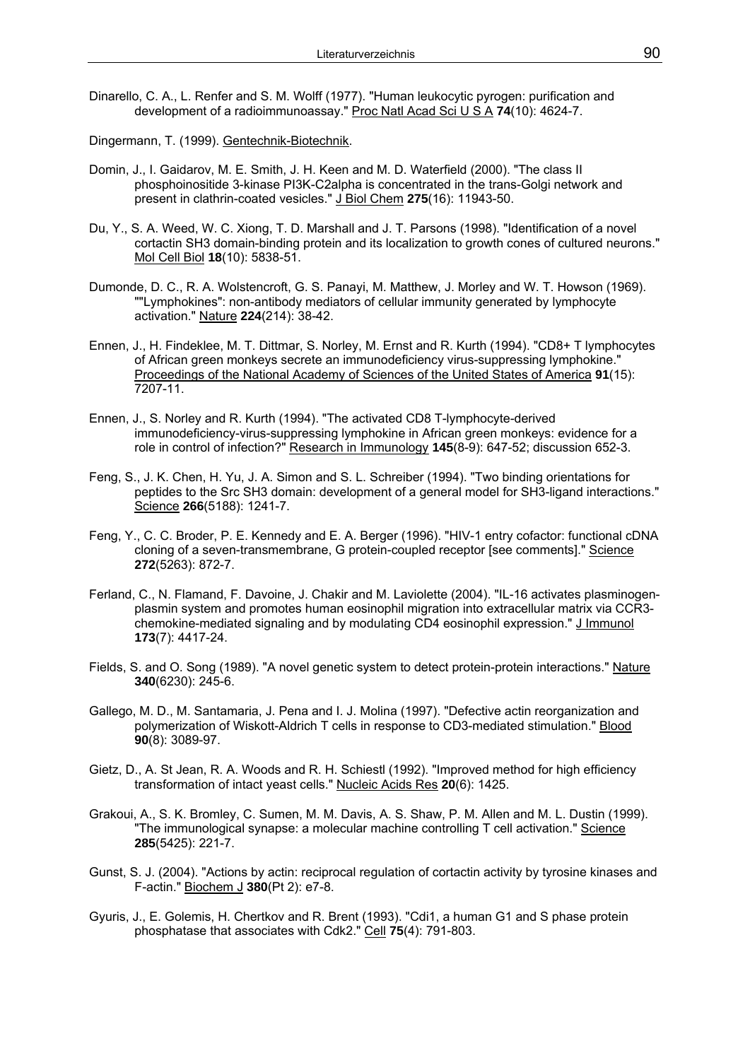Dinarello, C. A., L. Renfer and S. M. Wolff (1977). "Human leukocytic pyrogen: purification and development of a radioimmunoassay." Proc Natl Acad Sci U S A **74**(10): 4624-7.

Dingermann, T. (1999). Gentechnik-Biotechnik.

Domin, J., I. Gaidarov, M. E. Smith, J. H. Keen and M. D. Waterfield (2000). "The class II phosphoinositide 3-kinase PI3K-C2alpha is concentrated in the trans-Golgi network and present in clathrin-coated vesicles." J Biol Chem **275**(16): 11943-50.

Du, Y., S. A. Weed, W. C. Xiong, T. D. Marshall and J. T. Parsons (1998). "Identification of a novel cortactin SH3 domain-binding protein and its localization to growth cones of cultured neurons." Mol Cell Biol **18**(10): 5838-51.

Dumonde, D. C., R. A. Wolstencroft, G. S. Panayi, M. Matthew, J. Morley and W. T. Howson (1969). ""Lymphokines": non-antibody mediators of cellular immunity generated by lymphocyte activation." Nature **224**(214): 38-42.

Ennen, J., H. Findeklee, M. T. Dittmar, S. Norley, M. Ernst and R. Kurth (1994). "CD8+ T lymphocytes of African green monkeys secrete an immunodeficiency virus-suppressing lymphokine." Proceedings of the National Academy of Sciences of the United States of America **91**(15): 7207-11.

Ennen, J., S. Norley and R. Kurth (1994). "The activated CD8 T-lymphocyte-derived immunodeficiency-virus-suppressing lymphokine in African green monkeys: evidence for a role in control of infection?" Research in Immunology **145**(8-9): 647-52; discussion 652-3.

Feng, S., J. K. Chen, H. Yu, J. A. Simon and S. L. Schreiber (1994). "Two binding orientations for peptides to the Src SH3 domain: development of a general model for SH3-ligand interactions." Science **266**(5188): 1241-7.

Feng, Y., C. C. Broder, P. E. Kennedy and E. A. Berger (1996). "HIV-1 entry cofactor: functional cDNA cloning of a seven-transmembrane, G protein-coupled receptor [see comments]." Science **272**(5263): 872-7.

Ferland, C., N. Flamand, F. Davoine, J. Chakir and M. Laviolette (2004). "IL-16 activates plasminogen-plasmin system and promotes human eosinophil migration into extracellular matrix via CCR3-chemokine-mediated signaling and by modulating CD4 eosinophil expression." J Immunol **173**(7): 4417-24.

Fields, S. and O. Song (1989). "A novel genetic system to detect protein-protein interactions." Nature **340**(6230): 245-6.

Gallego, M. D., M. Santamaria, J. Pena and I. J. Molina (1997). "Defective actin reorganization and polymerization of Wiskott-Aldrich T cells in response to CD3-mediated stimulation." Blood **90**(8): 3089-97.

Gietz, D., A. St Jean, R. A. Woods and R. H. Schiestl (1992). "Improved method for high efficiency transformation of intact yeast cells." Nucleic Acids Res **20**(6): 1425.

Grakoui, A., S. K. Bromley, C. Sumen, M. M. Davis, A. S. Shaw, P. M. Allen and M. L. Dustin (1999). "The immunological synapse: a molecular machine controlling T cell activation." Science **285**(5425): 221-7.

Gunst, S. J. (2004). "Actions by actin: reciprocal regulation of cortactin activity by tyrosine kinases and F-actin." Biochem J **380**(Pt 2): e7-8.

Gyuris, J., E. Golemis, H. Chertkov and R. Brent (1993). "Cdi1, a human G1 and S phase protein phosphatase that associates with Cdk2." Cell **75**(4): 791-803.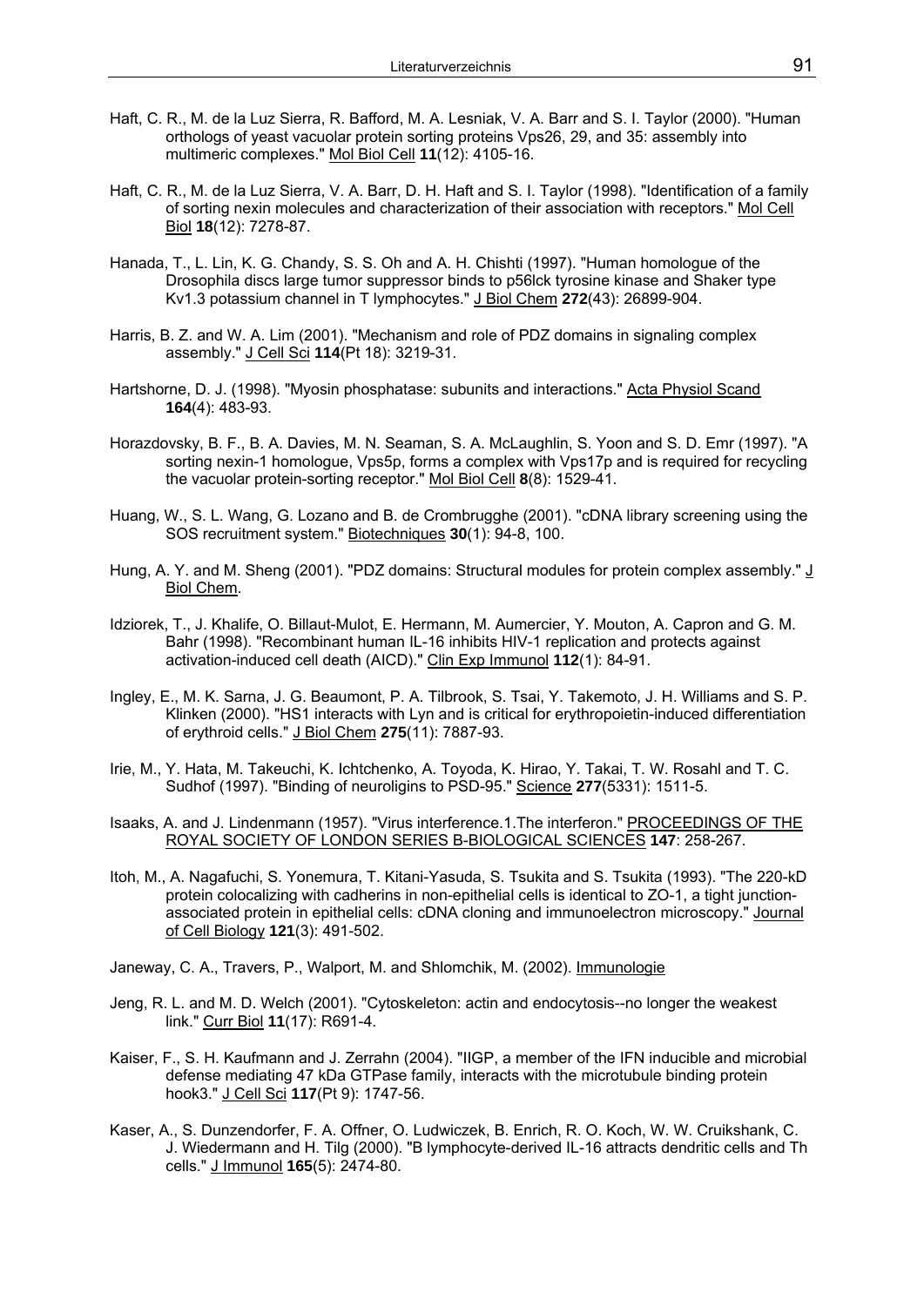Haft, C. R., M. de la Luz Sierra, R. Bafford, M. A. Lesniak, V. A. Barr and S. I. Taylor (2000). "Human orthologs of yeast vacuolar protein sorting proteins Vps26, 29, and 35: assembly into multimeric complexes." Mol Biol Cell **11**(12): 4105-16.

Haft, C. R., M. de la Luz Sierra, V. A. Barr, D. H. Haft and S. I. Taylor (1998). "Identification of a family of sorting nexin molecules and characterization of their association with receptors." Mol Cell Biol **18**(12): 7278-87.

Hanada, T., L. Lin, K. G. Chandy, S. S. Oh and A. H. Chishti (1997). "Human homologue of the Drosophila discs large tumor suppressor binds to p56lck tyrosine kinase and Shaker type Kv1.3 potassium channel in T lymphocytes." J Biol Chem **272**(43): 26899-904.

Harris, B. Z. and W. A. Lim (2001). "Mechanism and role of PDZ domains in signaling complex assembly." J Cell Sci **114**(Pt 18): 3219-31.

Hartshorne, D. J. (1998). "Myosin phosphatase: subunits and interactions." Acta Physiol Scand **164**(4): 483-93.

Horazdovsky, B. F., B. A. Davies, M. N. Seaman, S. A. McLaughlin, S. Yoon and S. D. Emr (1997). "A sorting nexin-1 homologue, Vps5p, forms a complex with Vps17p and is required for recycling the vacuolar protein-sorting receptor." Mol Biol Cell **8**(8): 1529-41.

Huang, W., S. L. Wang, G. Lozano and B. de Crombrugghe (2001). "cDNA library screening using the SOS recruitment system." Biotechniques **30**(1): 94-8, 100.

Hung, A. Y. and M. Sheng (2001). "PDZ domains: Structural modules for protein complex assembly." J Biol Chem.

Idziorek, T., J. Khalife, O. Billaut-Mulot, E. Hermann, M. Aumercier, Y. Mouton, A. Capron and G. M. Bahr (1998). "Recombinant human IL-16 inhibits HIV-1 replication and protects against activation-induced cell death (AICD)." Clin Exp Immunol **112**(1): 84-91.

Ingley, E., M. K. Sarna, J. G. Beaumont, P. A. Tilbrook, S. Tsai, Y. Takemoto, J. H. Williams and S. P. Klinken (2000). "HS1 interacts with Lyn and is critical for erythropoietin-induced differentiation of erythroid cells." J Biol Chem **275**(11): 7887-93.

Irie, M., Y. Hata, M. Takeuchi, K. Ichtchenko, A. Toyoda, K. Hirao, Y. Takai, T. W. Rosahl and T. C. Sudhof (1997). "Binding of neuroligins to PSD-95." Science **277**(5331): 1511-5.

Isaaks, A. and J. Lindenmann (1957). "Virus interference.1.The interferon." PROCEEDINGS OF THE ROYAL SOCIETY OF LONDON SERIES B-BIOLOGICAL SCIENCES **147**: 258-267.

Itoh, M., A. Nagafuchi, S. Yonemura, T. Kitani-Yasuda, S. Tsukita and S. Tsukita (1993). "The 220-kD protein colocalizing with cadherins in non-epithelial cells is identical to ZO-1, a tight junction-associated protein in epithelial cells: cDNA cloning and immunoelectron microscopy." Journal of Cell Biology **121**(3): 491-502.

Janeway, C. A., Travers, P., Walport, M. and Shlomchik, M. (2002). Immunologie

Jeng, R. L. and M. D. Welch (2001). "Cytoskeleton: actin and endocytosis--no longer the weakest link." Curr Biol **11**(17): R691-4.

Kaiser, F., S. H. Kaufmann and J. Zerrahn (2004). "IIGP, a member of the IFN inducible and microbial defense mediating 47 kDa GTPase family, interacts with the microtubule binding protein hook3." J Cell Sci **117**(Pt 9): 1747-56.

Kaser, A., S. Dunzendorfer, F. A. Offner, O. Ludwiczek, B. Enrich, R. O. Koch, W. W. Cruikshank, C. J. Wiedermann and H. Tilg (2000). "B lymphocyte-derived IL-16 attracts dendritic cells and Th cells." J Immunol **165**(5): 2474-80.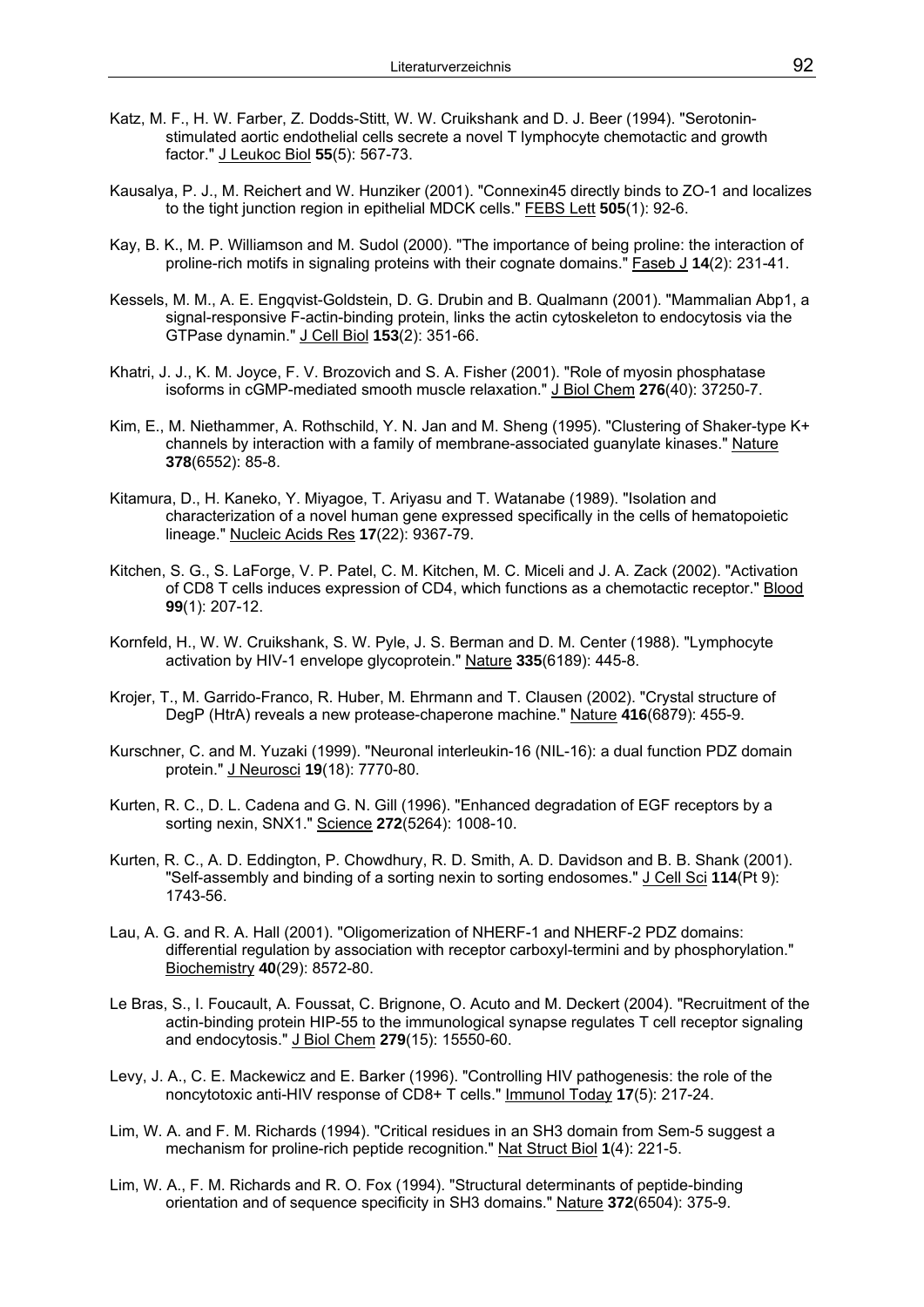Katz, M. F., H. W. Farber, Z. Dodds-Stitt, W. W. Cruikshank and D. J. Beer (1994). "Serotonin-stimulated aortic endothelial cells secrete a novel T lymphocyte chemotactic and growth factor." J Leukoc Biol **55**(5): 567-73.

Kausalya, P. J., M. Reichert and W. Hunziker (2001). "Connexin45 directly binds to ZO-1 and localizes to the tight junction region in epithelial MDCK cells." FEBS Lett **505**(1): 92-6.

Kay, B. K., M. P. Williamson and M. Sudol (2000). "The importance of being proline: the interaction of proline-rich motifs in signaling proteins with their cognate domains." Faseb J **14**(2): 231-41.

Kessels, M. M., A. E. Engqvist-Goldstein, D. G. Drubin and B. Qualmann (2001). "Mammalian Abp1, a signal-responsive F-actin-binding protein, links the actin cytoskeleton to endocytosis via the GTPase dynamin." J Cell Biol **153**(2): 351-66.

Khatri, J. J., K. M. Joyce, F. V. Brozovich and S. A. Fisher (2001). "Role of myosin phosphatase isoforms in cGMP-mediated smooth muscle relaxation." J Biol Chem **276**(40): 37250-7.

Kim, E., M. Niethammer, A. Rothschild, Y. N. Jan and M. Sheng (1995). "Clustering of Shaker-type K+ channels by interaction with a family of membrane-associated guanylate kinases." Nature **378**(6552): 85-8.

Kitamura, D., H. Kaneko, Y. Miyagoe, T. Ariyasu and T. Watanabe (1989). "Isolation and characterization of a novel human gene expressed specifically in the cells of hematopoietic lineage." Nucleic Acids Res **17**(22): 9367-79.

Kitchen, S. G., S. LaForge, V. P. Patel, C. M. Kitchen, M. C. Miceli and J. A. Zack (2002). "Activation of CD8 T cells induces expression of CD4, which functions as a chemotactic receptor." Blood **99**(1): 207-12.

Kornfeld, H., W. W. Cruikshank, S. W. Pyle, J. S. Berman and D. M. Center (1988). "Lymphocyte activation by HIV-1 envelope glycoprotein." Nature **335**(6189): 445-8.

Krojer, T., M. Garrido-Franco, R. Huber, M. Ehrmann and T. Clausen (2002). "Crystal structure of DegP (HtrA) reveals a new protease-chaperone machine." Nature **416**(6879): 455-9.

Kurschner, C. and M. Yuzaki (1999). "Neuronal interleukin-16 (NIL-16): a dual function PDZ domain protein." J Neurosci **19**(18): 7770-80.

Kurten, R. C., D. L. Cadena and G. N. Gill (1996). "Enhanced degradation of EGF receptors by a sorting nexin, SNX1." Science **272**(5264): 1008-10.

Kurten, R. C., A. D. Eddington, P. Chowdhury, R. D. Smith, A. D. Davidson and B. B. Shank (2001). "Self-assembly and binding of a sorting nexin to sorting endosomes." J Cell Sci **114**(Pt 9): 1743-56.

Lau, A. G. and R. A. Hall (2001). "Oligomerization of NHERF-1 and NHERF-2 PDZ domains: differential regulation by association with receptor carboxyl-termini and by phosphorylation." Biochemistry **40**(29): 8572-80.

Le Bras, S., I. Foucault, A. Foussat, C. Brignone, O. Acuto and M. Deckert (2004). "Recruitment of the actin-binding protein HIP-55 to the immunological synapse regulates T cell receptor signaling and endocytosis." J Biol Chem **279**(15): 15550-60.

Levy, J. A., C. E. Mackewicz and E. Barker (1996). "Controlling HIV pathogenesis: the role of the noncytotoxic anti-HIV response of CD8+ T cells." Immunol Today **17**(5): 217-24.

Lim, W. A. and F. M. Richards (1994). "Critical residues in an SH3 domain from Sem-5 suggest a mechanism for proline-rich peptide recognition." Nat Struct Biol **1**(4): 221-5.

Lim, W. A., F. M. Richards and R. O. Fox (1994). "Structural determinants of peptide-binding orientation and of sequence specificity in SH3 domains." Nature **372**(6504): 375-9.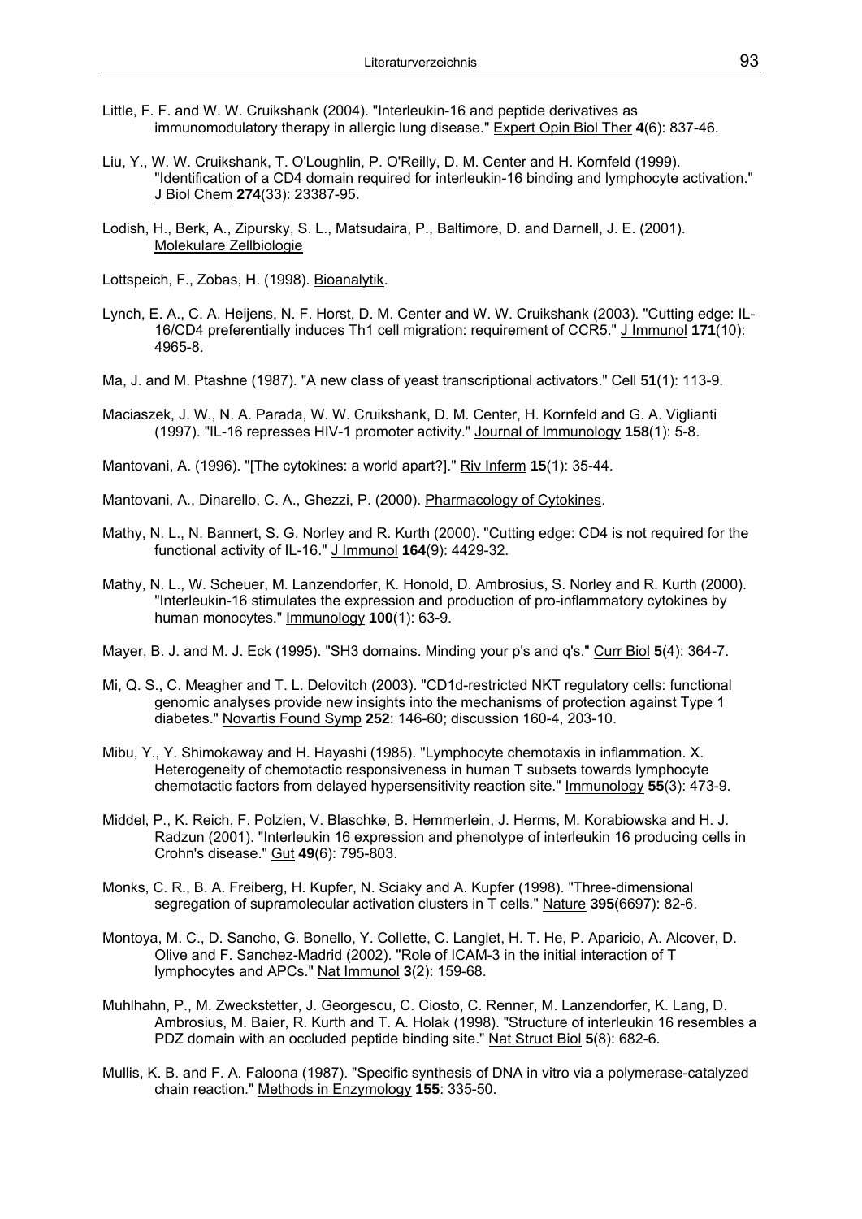Little, F. F. and W. W. Cruikshank (2004). "Interleukin-16 and peptide derivatives as immunomodulatory therapy in allergic lung disease." Expert Opin Biol Ther **4**(6): 837-46.

Liu, Y., W. W. Cruikshank, T. O'Loughlin, P. O'Reilly, D. M. Center and H. Kornfeld (1999). "Identification of a CD4 domain required for interleukin-16 binding and lymphocyte activation." J Biol Chem **274**(33): 23387-95.

Lodish, H., Berk, A., Zipursky, S. L., Matsudaira, P., Baltimore, D. and Darnell, J. E. (2001). Molekulare Zellbiologie

Lottspeich, F., Zobas, H. (1998). Bioanalytik.

Lynch, E. A., C. A. Heijens, N. F. Horst, D. M. Center and W. W. Cruikshank (2003). "Cutting edge: IL-16/CD4 preferentially induces Th1 cell migration: requirement of CCR5." J Immunol **171**(10): 4965-8.

Ma, J. and M. Ptashne (1987). "A new class of yeast transcriptional activators." Cell **51**(1): 113-9.

Maciaszek, J. W., N. A. Parada, W. W. Cruikshank, D. M. Center, H. Kornfeld and G. A. Viglianti (1997). "IL-16 represses HIV-1 promoter activity." Journal of Immunology **158**(1): 5-8.

Mantovani, A. (1996). "[The cytokines: a world apart?]." Riv Inferm **15**(1): 35-44.

Mantovani, A., Dinarello, C. A., Ghezzi, P. (2000). Pharmacology of Cytokines.

Mathy, N. L., N. Bannert, S. G. Norley and R. Kurth (2000). "Cutting edge: CD4 is not required for the functional activity of IL-16." J Immunol **164**(9): 4429-32.

Mathy, N. L., W. Scheuer, M. Lanzendorfer, K. Honold, D. Ambrosius, S. Norley and R. Kurth (2000). "Interleukin-16 stimulates the expression and production of pro-inflammatory cytokines by human monocytes." Immunology **100**(1): 63-9.

Mayer, B. J. and M. J. Eck (1995). "SH3 domains. Minding your p's and q's." Curr Biol **5**(4): 364-7.

Mi, Q. S., C. Meagher and T. L. Delovitch (2003). "CD1d-restricted NKT regulatory cells: functional genomic analyses provide new insights into the mechanisms of protection against Type 1 diabetes." Novartis Found Symp **252**: 146-60; discussion 160-4, 203-10.

Mibu, Y., Y. Shimokaway and H. Hayashi (1985). "Lymphocyte chemotaxis in inflammation. X. Heterogeneity of chemotactic responsiveness in human T subsets towards lymphocyte chemotactic factors from delayed hypersensitivity reaction site." Immunology **55**(3): 473-9.

Middel, P., K. Reich, F. Polzien, V. Blaschke, B. Hemmerlein, J. Herms, M. Korabiowska and H. J. Radzun (2001). "Interleukin 16 expression and phenotype of interleukin 16 producing cells in Crohn's disease." Gut **49**(6): 795-803.

Monks, C. R., B. A. Freiberg, H. Kupfer, N. Sciaky and A. Kupfer (1998). "Three-dimensional segregation of supramolecular activation clusters in T cells." Nature **395**(6697): 82-6.

Montoya, M. C., D. Sancho, G. Bonello, Y. Collette, C. Langlet, H. T. He, P. Aparicio, A. Alcover, D. Olive and F. Sanchez-Madrid (2002). "Role of ICAM-3 in the initial interaction of T lymphocytes and APCs." Nat Immunol **3**(2): 159-68.

Muhlhahn, P., M. Zweckstetter, J. Georgescu, C. Ciosto, C. Renner, M. Lanzendorfer, K. Lang, D. Ambrosius, M. Baier, R. Kurth and T. A. Holak (1998). "Structure of interleukin 16 resembles a PDZ domain with an occluded peptide binding site." Nat Struct Biol **5**(8): 682-6.

Mullis, K. B. and F. A. Faloona (1987). "Specific synthesis of DNA in vitro via a polymerase-catalyzed chain reaction." Methods in Enzymology **155**: 335-50.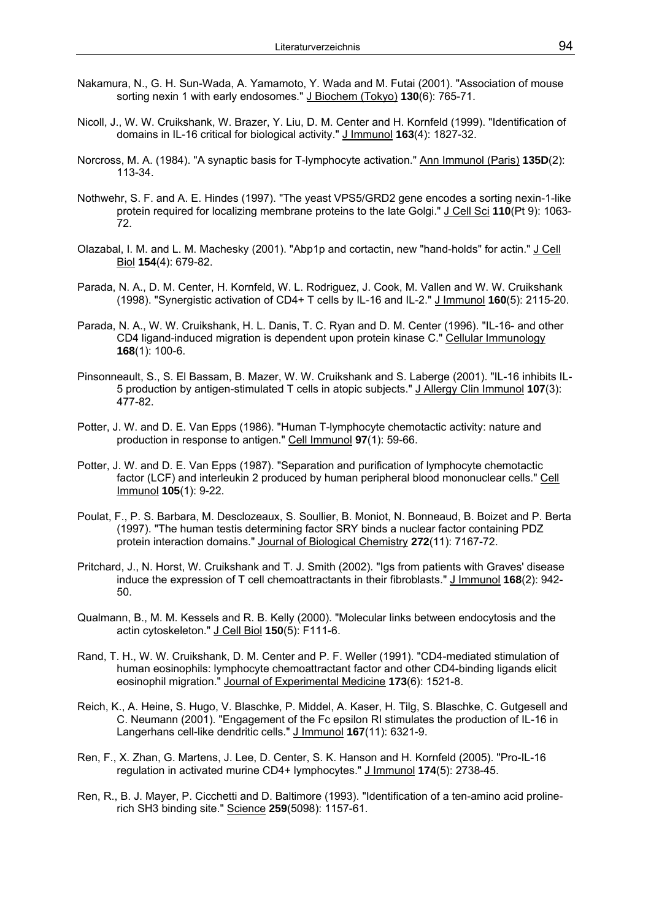Nakamura, N., G. H. Sun-Wada, A. Yamamoto, Y. Wada and M. Futai (2001). "Association of mouse sorting nexin 1 with early endosomes." J Biochem (Tokyo) **130**(6): 765-71.

Nicoll, J., W. W. Cruikshank, W. Brazer, Y. Liu, D. M. Center and H. Kornfeld (1999). "Identification of domains in IL-16 critical for biological activity." J Immunol **163**(4): 1827-32.

Norcross, M. A. (1984). "A synaptic basis for T-lymphocyte activation." Ann Immunol (Paris) **135D**(2): 113-34.

Nothwehr, S. F. and A. E. Hindes (1997). "The yeast VPS5/GRD2 gene encodes a sorting nexin-1-like protein required for localizing membrane proteins to the late Golgi." J Cell Sci **110**(Pt 9): 1063-72.

Olazabal, I. M. and L. M. Machesky (2001). "Abp1p and cortactin, new "hand-holds" for actin." J Cell Biol **154**(4): 679-82.

Parada, N. A., D. M. Center, H. Kornfeld, W. L. Rodriguez, J. Cook, M. Vallen and W. W. Cruikshank (1998). "Synergistic activation of CD4+ T cells by IL-16 and IL-2." J Immunol **160**(5): 2115-20.

Parada, N. A., W. W. Cruikshank, H. L. Danis, T. C. Ryan and D. M. Center (1996). "IL-16- and other CD4 ligand-induced migration is dependent upon protein kinase C." Cellular Immunology **168**(1): 100-6.

Pinsonneault, S., S. El Bassam, B. Mazer, W. W. Cruikshank and S. Laberge (2001). "IL-16 inhibits IL-5 production by antigen-stimulated T cells in atopic subjects." J Allergy Clin Immunol **107**(3): 477-82.

Potter, J. W. and D. E. Van Epps (1986). "Human T-lymphocyte chemotactic activity: nature and production in response to antigen." Cell Immunol **97**(1): 59-66.

Potter, J. W. and D. E. Van Epps (1987). "Separation and purification of lymphocyte chemotactic factor (LCF) and interleukin 2 produced by human peripheral blood mononuclear cells." Cell Immunol **105**(1): 9-22.

Poulat, F., P. S. Barbara, M. Desclozeaux, S. Soullier, B. Moniot, N. Bonneaud, B. Boizet and P. Berta (1997). "The human testis determining factor SRY binds a nuclear factor containing PDZ protein interaction domains." Journal of Biological Chemistry **272**(11): 7167-72.

Pritchard, J., N. Horst, W. Cruikshank and T. J. Smith (2002). "Igs from patients with Graves' disease induce the expression of T cell chemoattractants in their fibroblasts." J Immunol **168**(2): 942-50.

Qualmann, B., M. M. Kessels and R. B. Kelly (2000). "Molecular links between endocytosis and the actin cytoskeleton." J Cell Biol **150**(5): F111-6.

Rand, T. H., W. W. Cruikshank, D. M. Center and P. F. Weller (1991). "CD4-mediated stimulation of human eosinophils: lymphocyte chemoattractant factor and other CD4-binding ligands elicit eosinophil migration." Journal of Experimental Medicine **173**(6): 1521-8.

Reich, K., A. Heine, S. Hugo, V. Blaschke, P. Middel, A. Kaser, H. Tilg, S. Blaschke, C. Gutgesell and C. Neumann (2001). "Engagement of the Fc epsilon RI stimulates the production of IL-16 in Langerhans cell-like dendritic cells." J Immunol **167**(11): 6321-9.

Ren, F., X. Zhan, G. Martens, J. Lee, D. Center, S. K. Hanson and H. Kornfeld (2005). "Pro-IL-16 regulation in activated murine CD4+ lymphocytes." J Immunol **174**(5): 2738-45.

Ren, R., B. J. Mayer, P. Cicchetti and D. Baltimore (1993). "Identification of a ten-amino acid proline-rich SH3 binding site." Science **259**(5098): 1157-61.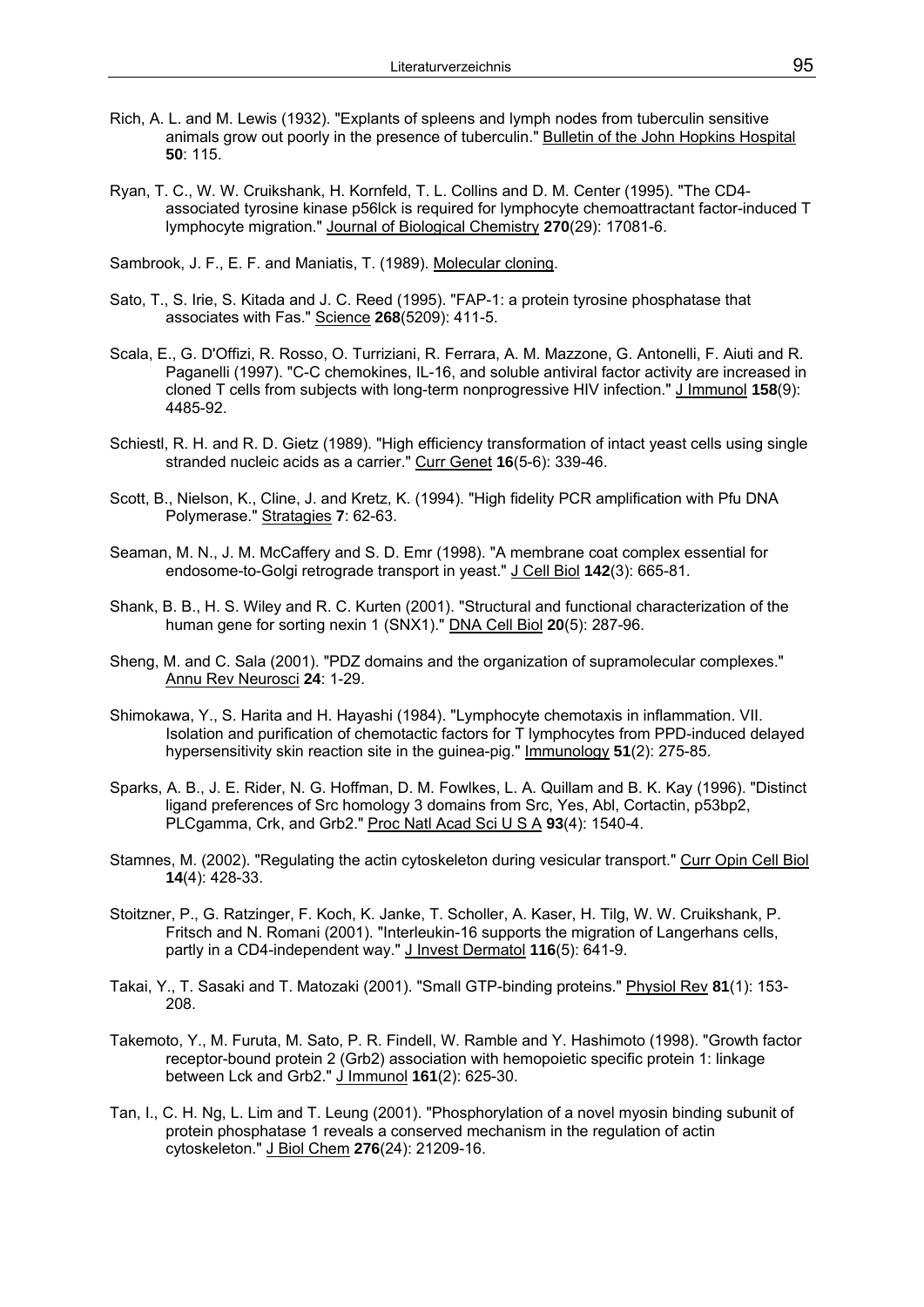Rich, A. L. and M. Lewis (1932). "Explants of spleens and lymph nodes from tuberculin sensitive animals grow out poorly in the presence of tuberculin." Bulletin of the John Hopkins Hospital **50**: 115.

Ryan, T. C., W. W. Cruikshank, H. Kornfeld, T. L. Collins and D. M. Center (1995). "The CD4-associated tyrosine kinase p56lck is required for lymphocyte chemoattractant factor-induced T lymphocyte migration." Journal of Biological Chemistry **270**(29): 17081-6.

Sambrook, J. F., E. F. and Maniatis, T. (1989). Molecular cloning.

Sato, T., S. Irie, S. Kitada and J. C. Reed (1995). "FAP-1: a protein tyrosine phosphatase that associates with Fas." Science **268**(5209): 411-5.

Scala, E., G. D'Offizi, R. Rosso, O. Turriziani, R. Ferrara, A. M. Mazzone, G. Antonelli, F. Aiuti and R. Paganelli (1997). "C-C chemokines, IL-16, and soluble antiviral factor activity are increased in cloned T cells from subjects with long-term nonprogressive HIV infection." J Immunol **158**(9): 4485-92.

Schiestl, R. H. and R. D. Gietz (1989). "High efficiency transformation of intact yeast cells using single stranded nucleic acids as a carrier." Curr Genet **16**(5-6): 339-46.

Scott, B., Nielson, K., Cline, J. and Kretz, K. (1994). "High fidelity PCR amplification with Pfu DNA Polymerase." Stratagies **7**: 62-63.

Seaman, M. N., J. M. McCaffery and S. D. Emr (1998). "A membrane coat complex essential for endosome-to-Golgi retrograde transport in yeast." J Cell Biol **142**(3): 665-81.

Shank, B. B., H. S. Wiley and R. C. Kurten (2001). "Structural and functional characterization of the human gene for sorting nexin 1 (SNX1)." DNA Cell Biol **20**(5): 287-96.

Sheng, M. and C. Sala (2001). "PDZ domains and the organization of supramolecular complexes." Annu Rev Neurosci **24**: 1-29.

Shimokawa, Y., S. Harita and H. Hayashi (1984). "Lymphocyte chemotaxis in inflammation. VII. Isolation and purification of chemotactic factors for T lymphocytes from PPD-induced delayed hypersensitivity skin reaction site in the guinea-pig." Immunology **51**(2): 275-85.

Sparks, A. B., J. E. Rider, N. G. Hoffman, D. M. Fowlkes, L. A. Quillam and B. K. Kay (1996). "Distinct ligand preferences of Src homology 3 domains from Src, Yes, Abl, Cortactin, p53bp2, PLCgamma, Crk, and Grb2." Proc Natl Acad Sci U S A **93**(4): 1540-4.

Stamnes, M. (2002). "Regulating the actin cytoskeleton during vesicular transport." Curr Opin Cell Biol **14**(4): 428-33.

Stoitzner, P., G. Ratzinger, F. Koch, K. Janke, T. Scholler, A. Kaser, H. Tilg, W. W. Cruikshank, P. Fritsch and N. Romani (2001). "Interleukin-16 supports the migration of Langerhans cells, partly in a CD4-independent way." J Invest Dermatol **116**(5): 641-9.

Takai, Y., T. Sasaki and T. Matozaki (2001). "Small GTP-binding proteins." Physiol Rev **81**(1): 153-208.

Takemoto, Y., M. Furuta, M. Sato, P. R. Findell, W. Ramble and Y. Hashimoto (1998). "Growth factor receptor-bound protein 2 (Grb2) association with hemopoietic specific protein 1: linkage between Lck and Grb2." J Immunol **161**(2): 625-30.

Tan, I., C. H. Ng, L. Lim and T. Leung (2001). "Phosphorylation of a novel myosin binding subunit of protein phosphatase 1 reveals a conserved mechanism in the regulation of actin cytoskeleton." J Biol Chem **276**(24): 21209-16.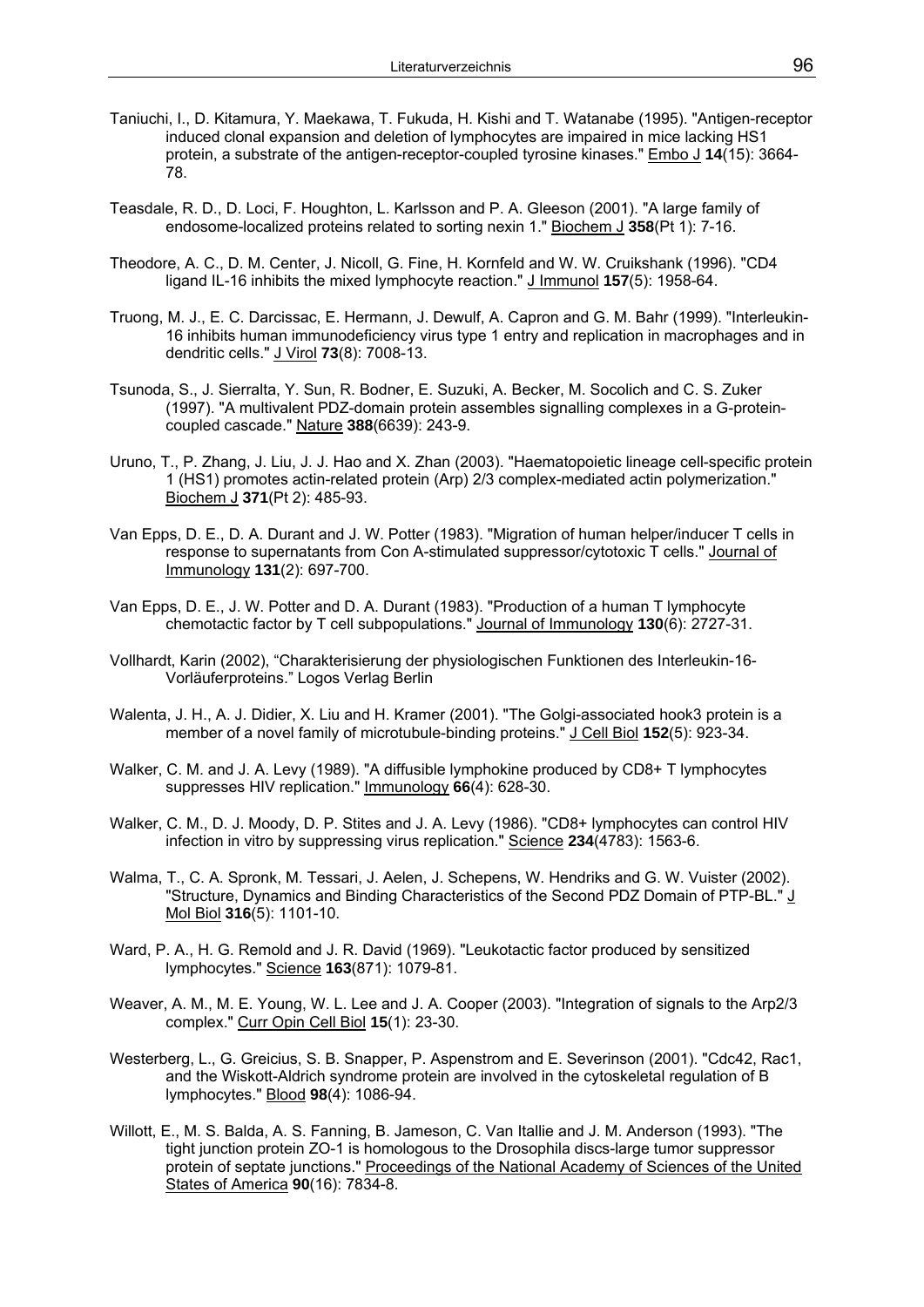Taniuchi, I., D. Kitamura, Y. Maekawa, T. Fukuda, H. Kishi and T. Watanabe (1995). "Antigen-receptor induced clonal expansion and deletion of lymphocytes are impaired in mice lacking HS1 protein, a substrate of the antigen-receptor-coupled tyrosine kinases." Embo J **14**(15): 3664-78.

Teasdale, R. D., D. Loci, F. Houghton, L. Karlsson and P. A. Gleeson (2001). "A large family of endosome-localized proteins related to sorting nexin 1." Biochem J **358**(Pt 1): 7-16.

Theodore, A. C., D. M. Center, J. Nicoll, G. Fine, H. Kornfeld and W. W. Cruikshank (1996). "CD4 ligand IL-16 inhibits the mixed lymphocyte reaction." J Immunol **157**(5): 1958-64.

Truong, M. J., E. C. Darcissac, E. Hermann, J. Dewulf, A. Capron and G. M. Bahr (1999). "Interleukin-16 inhibits human immunodeficiency virus type 1 entry and replication in macrophages and in dendritic cells." J Virol **73**(8): 7008-13.

Tsunoda, S., J. Sierralta, Y. Sun, R. Bodner, E. Suzuki, A. Becker, M. Socolich and C. S. Zuker (1997). "A multivalent PDZ-domain protein assembles signalling complexes in a G-protein-coupled cascade." Nature **388**(6639): 243-9.

Uruno, T., P. Zhang, J. Liu, J. J. Hao and X. Zhan (2003). "Haematopoietic lineage cell-specific protein 1 (HS1) promotes actin-related protein (Arp) 2/3 complex-mediated actin polymerization." Biochem J **371**(Pt 2): 485-93.

Van Epps, D. E., D. A. Durant and J. W. Potter (1983). "Migration of human helper/inducer T cells in response to supernatants from Con A-stimulated suppressor/cytotoxic T cells." Journal of Immunology **131**(2): 697-700.

Van Epps, D. E., J. W. Potter and D. A. Durant (1983). "Production of a human T lymphocyte chemotactic factor by T cell subpopulations." Journal of Immunology **130**(6): 2727-31.

Vollhardt, Karin (2002), "Charakterisierung der physiologischen Funktionen des Interleukin-16-Vorläuferproteins." Logos Verlag Berlin

Walenta, J. H., A. J. Didier, X. Liu and H. Kramer (2001). "The Golgi-associated hook3 protein is a member of a novel family of microtubule-binding proteins." J Cell Biol **152**(5): 923-34.

Walker, C. M. and J. A. Levy (1989). "A diffusible lymphokine produced by CD8+ T lymphocytes suppresses HIV replication." Immunology **66**(4): 628-30.

Walker, C. M., D. J. Moody, D. P. Stites and J. A. Levy (1986). "CD8+ lymphocytes can control HIV infection in vitro by suppressing virus replication." Science **234**(4783): 1563-6.

Walma, T., C. A. Spronk, M. Tessari, J. Aelen, J. Schepens, W. Hendriks and G. W. Vuister (2002). "Structure, Dynamics and Binding Characteristics of the Second PDZ Domain of PTP-BL." J Mol Biol **316**(5): 1101-10.

Ward, P. A., H. G. Remold and J. R. David (1969). "Leukotactic factor produced by sensitized lymphocytes." Science **163**(871): 1079-81.

Weaver, A. M., M. E. Young, W. L. Lee and J. A. Cooper (2003). "Integration of signals to the Arp2/3 complex." Curr Opin Cell Biol **15**(1): 23-30.

Westerberg, L., G. Greicius, S. B. Snapper, P. Aspenstrom and E. Severinson (2001). "Cdc42, Rac1, and the Wiskott-Aldrich syndrome protein are involved in the cytoskeletal regulation of B lymphocytes." Blood **98**(4): 1086-94.

Willott, E., M. S. Balda, A. S. Fanning, B. Jameson, C. Van Itallie and J. M. Anderson (1993). "The tight junction protein ZO-1 is homologous to the Drosophila discs-large tumor suppressor protein of septate junctions." Proceedings of the National Academy of Sciences of the United States of America **90**(16): 7834-8.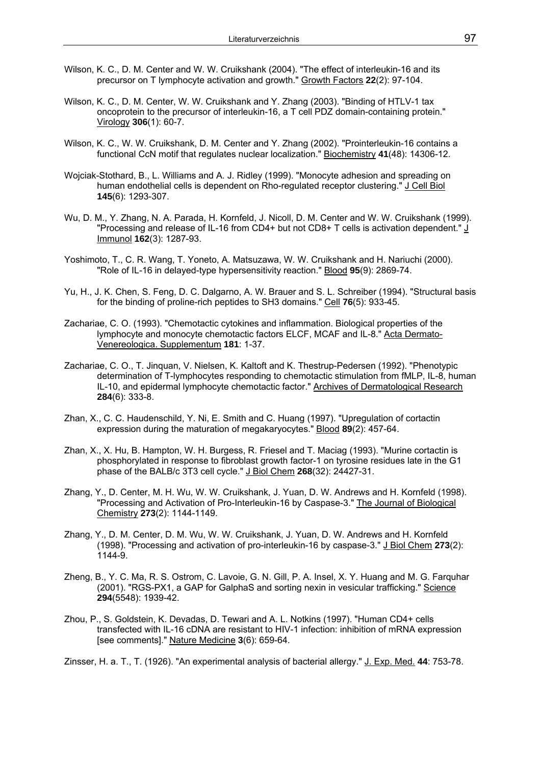Wilson, K. C., D. M. Center and W. W. Cruikshank (2004). "The effect of interleukin-16 and its precursor on T lymphocyte activation and growth." Growth Factors **22**(2): 97-104.

Wilson, K. C., D. M. Center, W. W. Cruikshank and Y. Zhang (2003). "Binding of HTLV-1 tax oncoprotein to the precursor of interleukin-16, a T cell PDZ domain-containing protein." Virology **306**(1): 60-7.

Wilson, K. C., W. W. Cruikshank, D. M. Center and Y. Zhang (2002). "Prointerleukin-16 contains a functional CcN motif that regulates nuclear localization." Biochemistry **41**(48): 14306-12.

Wojciak-Stothard, B., L. Williams and A. J. Ridley (1999). "Monocyte adhesion and spreading on human endothelial cells is dependent on Rho-regulated receptor clustering." J Cell Biol **145**(6): 1293-307.

Wu, D. M., Y. Zhang, N. A. Parada, H. Kornfeld, J. Nicoll, D. M. Center and W. W. Cruikshank (1999). "Processing and release of IL-16 from CD4+ but not CD8+ T cells is activation dependent." J Immunol **162**(3): 1287-93.

Yoshimoto, T., C. R. Wang, T. Yoneto, A. Matsuzawa, W. W. Cruikshank and H. Nariuchi (2000). "Role of IL-16 in delayed-type hypersensitivity reaction." Blood **95**(9): 2869-74.

Yu, H., J. K. Chen, S. Feng, D. C. Dalgarno, A. W. Brauer and S. L. Schreiber (1994). "Structural basis for the binding of proline-rich peptides to SH3 domains." Cell **76**(5): 933-45.

Zachariae, C. O. (1993). "Chemotactic cytokines and inflammation. Biological properties of the lymphocyte and monocyte chemotactic factors ELCF, MCAF and IL-8." Acta Dermato-Venereologica. Supplementum **181**: 1-37.

Zachariae, C. O., T. Jinquan, V. Nielsen, K. Kaltoft and K. Thestrup-Pedersen (1992). "Phenotypic determination of T-lymphocytes responding to chemotactic stimulation from fMLP, IL-8, human IL-10, and epidermal lymphocyte chemotactic factor." Archives of Dermatological Research **284**(6): 333-8.

Zhan, X., C. C. Haudenschild, Y. Ni, E. Smith and C. Huang (1997). "Upregulation of cortactin expression during the maturation of megakaryocytes." Blood **89**(2): 457-64.

Zhan, X., X. Hu, B. Hampton, W. H. Burgess, R. Friesel and T. Maciag (1993). "Murine cortactin is phosphorylated in response to fibroblast growth factor-1 on tyrosine residues late in the G1 phase of the BALB/c 3T3 cell cycle." J Biol Chem **268**(32): 24427-31.

Zhang, Y., D. Center, M. H. Wu, W. W. Cruikshank, J. Yuan, D. W. Andrews and H. Kornfeld (1998). "Processing and Activation of Pro-Interleukin-16 by Caspase-3." The Journal of Biological Chemistry **273**(2): 1144-1149.

Zhang, Y., D. M. Center, D. M. Wu, W. W. Cruikshank, J. Yuan, D. W. Andrews and H. Kornfeld (1998). "Processing and activation of pro-interleukin-16 by caspase-3." J Biol Chem **273**(2): 1144-9.

Zheng, B., Y. C. Ma, R. S. Ostrom, C. Lavoie, G. N. Gill, P. A. Insel, X. Y. Huang and M. G. Farquhar (2001). "RGS-PX1, a GAP for GalphaS and sorting nexin in vesicular trafficking." Science **294**(5548): 1939-42.

Zhou, P., S. Goldstein, K. Devadas, D. Tewari and A. L. Notkins (1997). "Human CD4+ cells transfected with IL-16 cDNA are resistant to HIV-1 infection: inhibition of mRNA expression [see comments]." Nature Medicine **3**(6): 659-64.

Zinsser, H. a. T., T. (1926). "An experimental analysis of bacterial allergy." J. Exp. Med. **44**: 753-78.